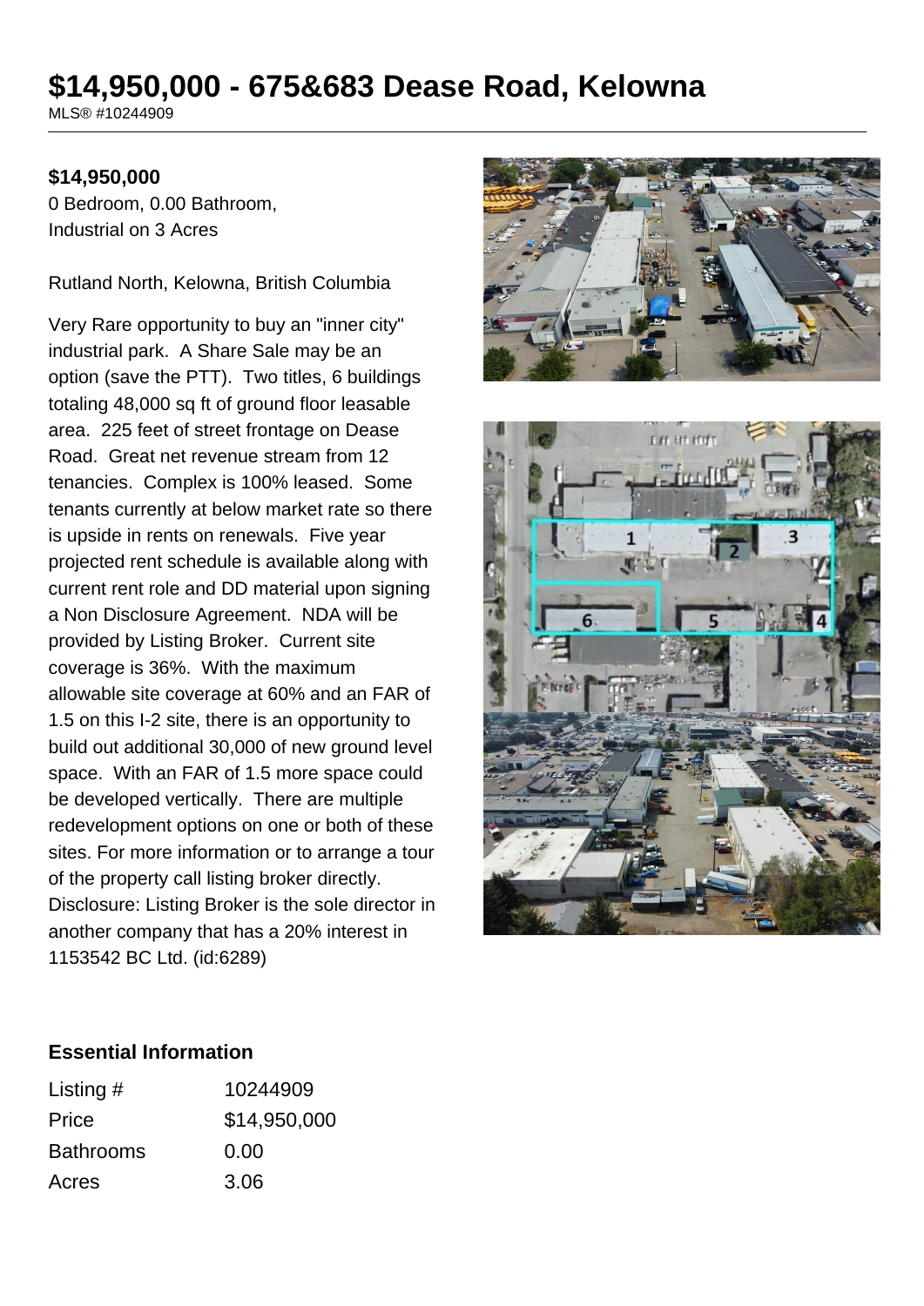# $14,950,000 - 675&683 Dease Road, Kelowna

MLS® #10244909

**$14,950,000**

0 Bedroom, 0.00 Bathroom,
Industrial on 3 Acres

Rutland North, Kelowna, British Columbia

Very Rare opportunity to buy an "inner city" industrial park. A Share Sale may be an option (save the PTT). Two titles, 6 buildings totaling 48,000 sq ft of ground floor leasable area. 225 feet of street frontage on Dease Road. Great net revenue stream from 12 tenancies. Complex is 100% leased. Some tenants currently at below market rate so there is upside in rents on renewals. Five year projected rent schedule is available along with current rent role and DD material upon signing a Non Disclosure Agreement. NDA will be provided by Listing Broker. Current site coverage is 36%. With the maximum allowable site coverage at 60% and an FAR of 1.5 on this I-2 site, there is an opportunity to build out additional 30,000 of new ground level space. With an FAR of 1.5 more space could be developed vertically. There are multiple redevelopment options on one or both of these sites. For more information or to arrange a tour of the property call listing broker directly. Disclosure: Listing Broker is the sole director in another company that has a 20% interest in 1153542 BC Ltd. (id:6289)

## Essential Information

| Listing # | 10244909 |
|---|---|
| Price | $14,950,000 |
| Bathrooms | 0.00 |
| Acres | 3.06 |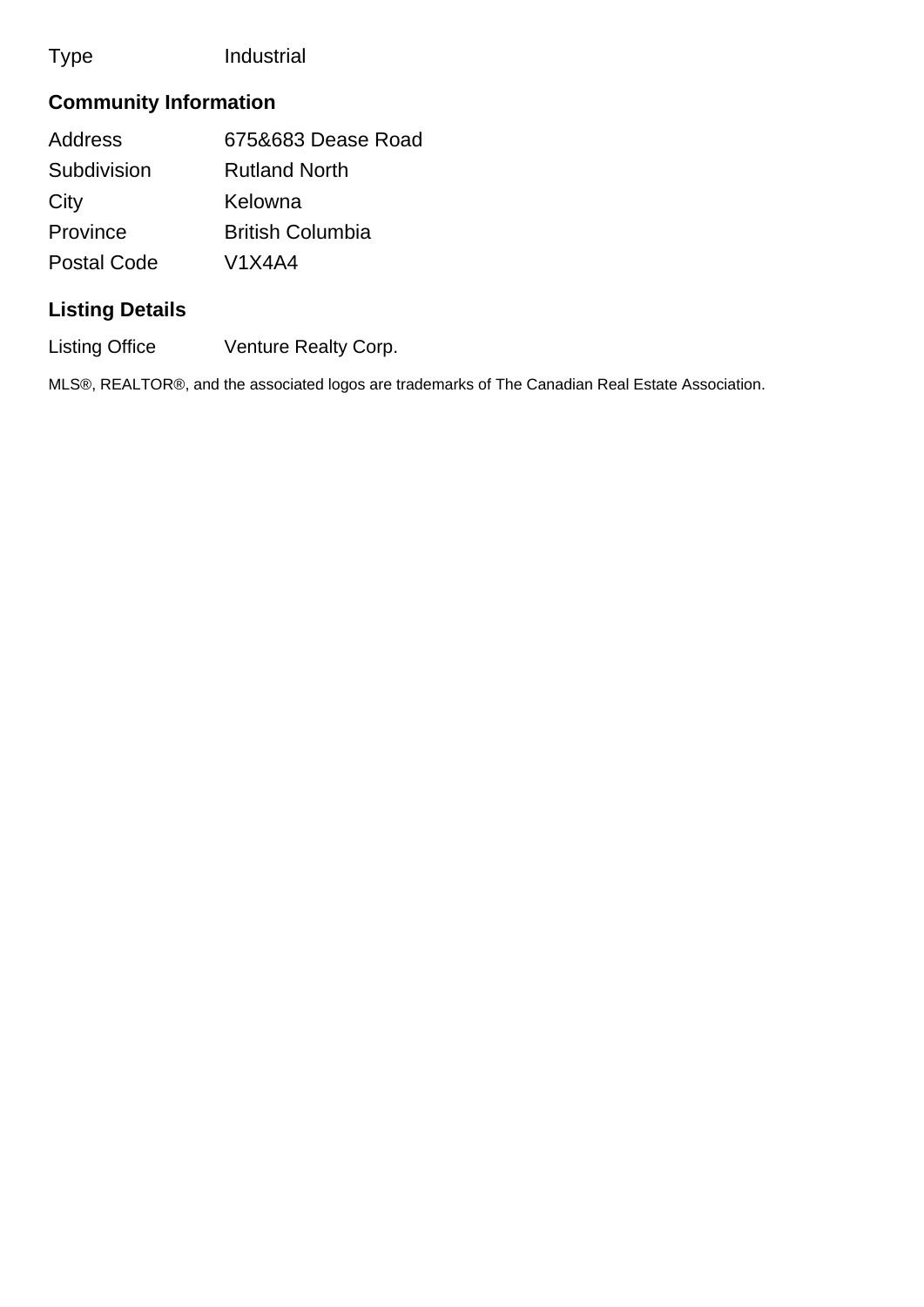| | |
|---|---|
| Type | Industrial |

## Community Information

| | |
|---|---|
| Address | 675&683 Dease Road |
| Subdivision | Rutland North |
| City | Kelowna |
| Province | British Columbia |
| Postal Code | V1X4A4 |

## Listing Details

| | |
|---|---|
| Listing Office | Venture Realty Corp. |

MLS®, REALTOR®, and the associated logos are trademarks of The Canadian Real Estate Association.